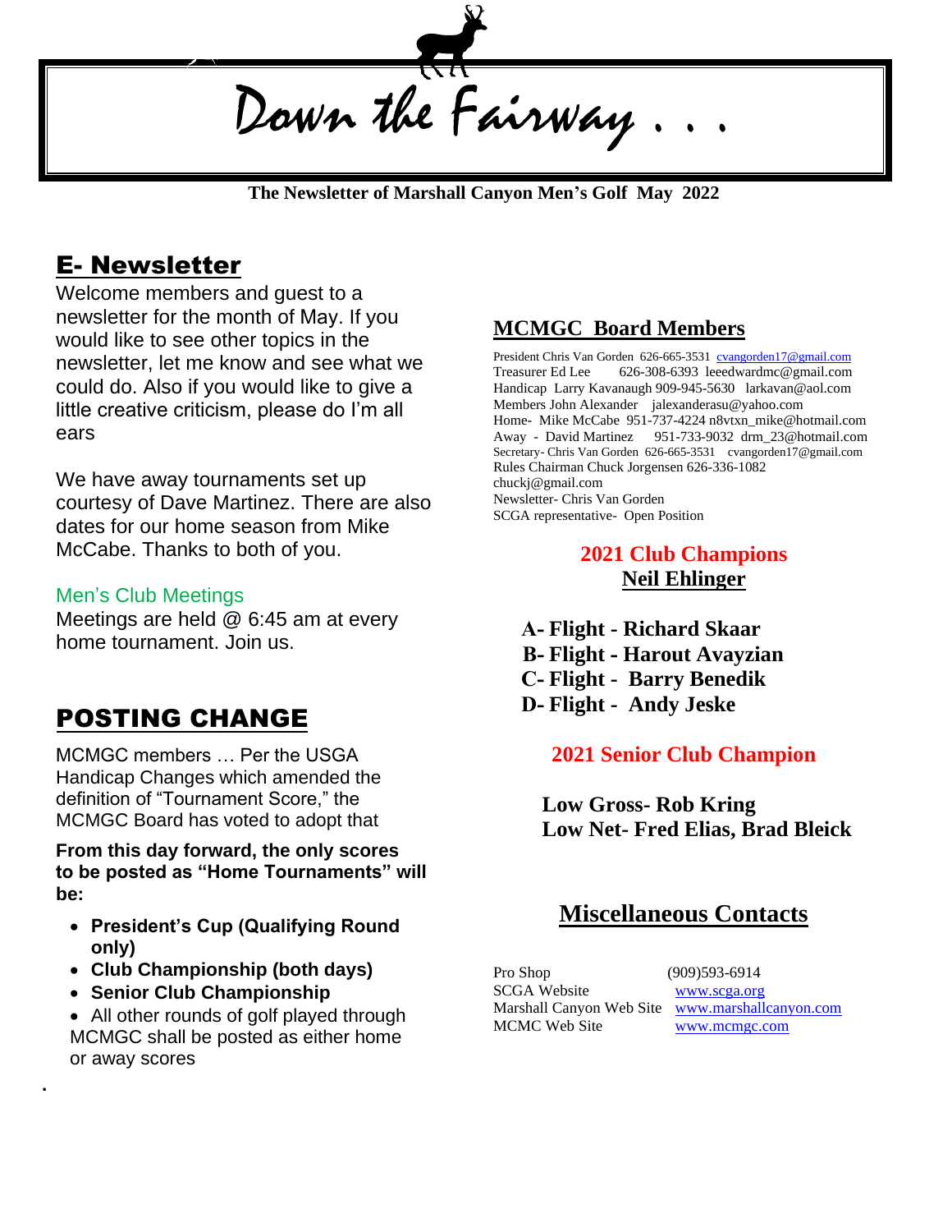# Down the Fairway . . .

**The Newsletter of Marshall Canyon Men's Golf May 2022**

## E- Newsletter

Welcome members and guest to a newsletter for the month of May. If you would like to see other topics in the newsletter, let me know and see what we could do. Also if you would like to give a little creative criticism, please do I'm all ears

We have away tournaments set up courtesy of Dave Martinez. There are also dates for our home season from Mike McCabe. Thanks to both of you.

### Men's Club Meetings

Meetings are held @ 6:45 am at every home tournament. Join us.

## POSTING CHANGE

MCMGC members … Per the USGA Handicap Changes which amended the definition of "Tournament Score," the MCMGC Board has voted to adopt that

**From this day forward, the only scores to be posted as "Home Tournaments" will be:**

- **President's Cup (Qualifying Round only)**
- **Club Championship (both days)**
- **Senior Club Championship**
- All other rounds of golf played through MCMGC shall be posted as either home or away scores

.

## MCMGC Board Members

President Chris Van Gorden 626-665-3531 cvangorden17@gmail.com
Treasurer Ed Lee 626-308-6393 leeedwardmc@gmail.com
Handicap Larry Kavanaugh 909-945-5630 larkavan@aol.com
Members John Alexander jalexanderasu@yahoo.com
Home- Mike McCabe 951-737-4224 n8vtxn_mike@hotmail.com
Away - David Martinez 951-733-9032 drm_23@hotmail.com
Secretary- Chris Van Gorden 626-665-3531 cvangorden17@gmail.com
Rules Chairman Chuck Jorgensen 626-336-1082 chuckj@gmail.com
Newsletter- Chris Van Gorden
SCGA representative- Open Position

### 2021 Club Champions

**Neil Ehlinger**

**A- Flight - Richard Skaar**
**B- Flight - Harout Avayzian**
**C- Flight - Barry Benedik**
**D- Flight - Andy Jeske**

### 2021 Senior Club Champion

**Low Gross- Rob Kring**
**Low Net- Fred Elias, Brad Bleick**

## Miscellaneous Contacts

| | |
|---|---|
| Pro Shop | (909)593-6914 |
| SCGA Website | www.scga.org |
| Marshall Canyon Web Site | www.marshallcanyon.com |
| MCMC Web Site | www.mcmgc.com |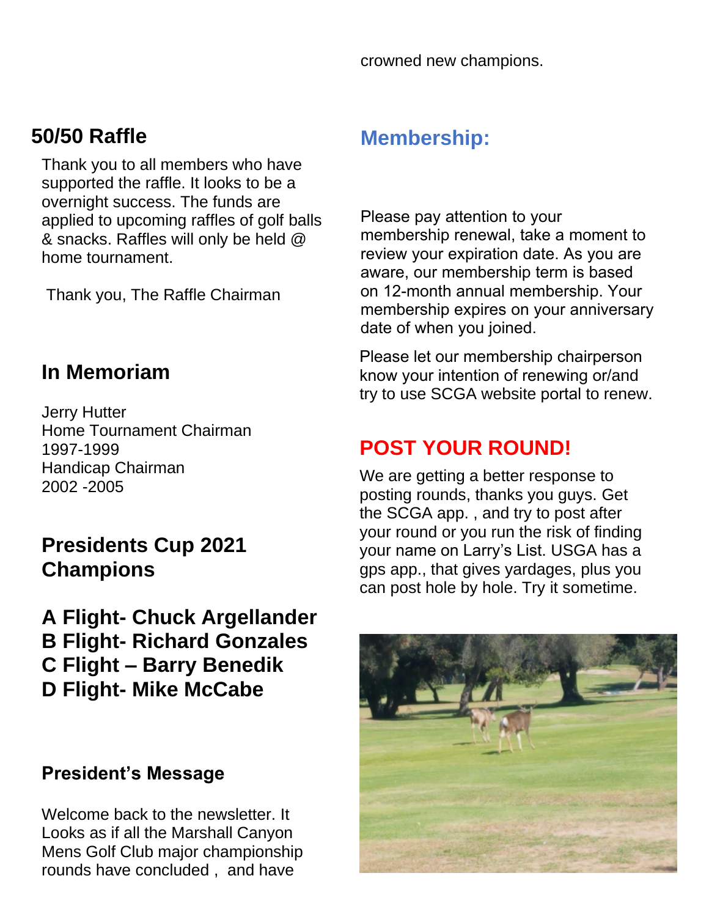crowned new champions.

## 50/50 Raffle

Thank you to all members who have supported the raffle. It looks to be a overnight success. The funds are applied to upcoming raffles of golf balls & snacks. Raffles will only be held @ home tournament.

Thank you, The Raffle Chairman

## In Memoriam

Jerry Hutter
Home Tournament Chairman
1997-1999
Handicap Chairman
2002 -2005

## Presidents Cup 2021 Champions

**A Flight- Chuck Argellander**
**B Flight- Richard Gonzales**
**C Flight – Barry Benedik**
**D Flight- Mike McCabe**

### President's Message

Welcome back to the newsletter. It Looks as if all the Marshall Canyon Mens Golf Club major championship rounds have concluded , and have

## Membership:

Please pay attention to your membership renewal, take a moment to review your expiration date. As you are aware, our membership term is based on 12-month annual membership. Your membership expires on your anniversary date of when you joined.

Please let our membership chairperson know your intention of renewing or/and try to use SCGA website portal to renew.

## POST YOUR ROUND!

We are getting a better response to posting rounds, thanks you guys. Get the SCGA app. , and try to post after your round or you run the risk of finding your name on Larry's List. USGA has a gps app., that gives yardages, plus you can post hole by hole. Try it sometime.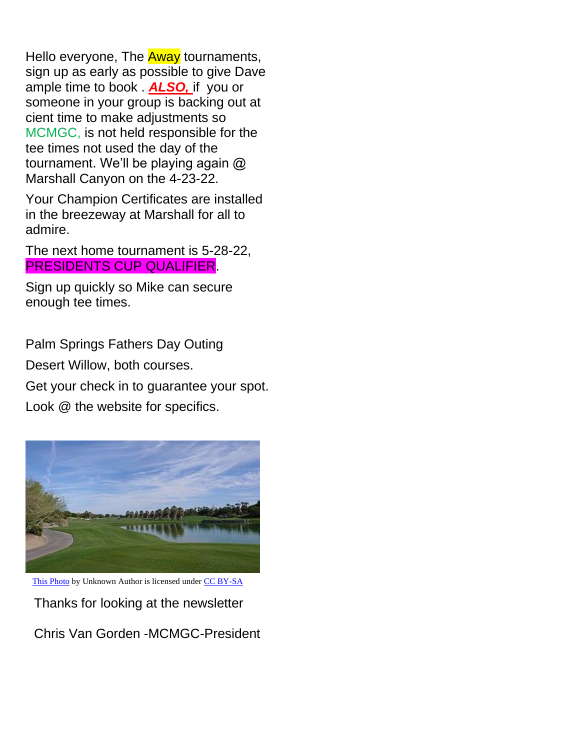Hello everyone, The Away tournaments, sign up as early as possible to give Dave ample time to book . ***ALSO,*** if you or someone in your group is backing out at cient time to make adjustments so MCMGC, is not held responsible for the tee times not used the day of the tournament. We'll be playing again @ Marshall Canyon on the 4-23-22.

Your Champion Certificates are installed in the breezeway at Marshall for all to admire.

The next home tournament is 5-28-22, PRESIDENTS CUP QUALIFIER.

Sign up quickly so Mike can secure enough tee times.

Palm Springs Fathers Day Outing

Desert Willow, both courses.

Get your check in to guarantee your spot.

Look @ the website for specifics.

This Photo by Unknown Author is licensed under CC BY-SA

Thanks for looking at the newsletter

Chris Van Gorden -MCMGC-President